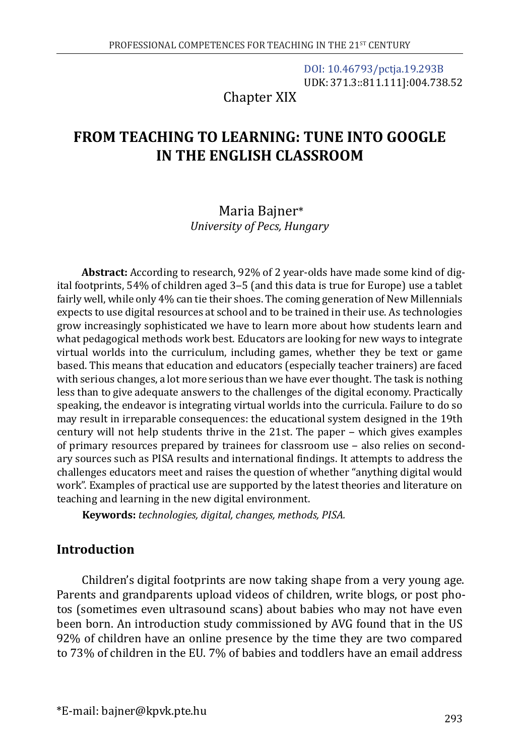DOI: 10.46793/pctja.19.293B

UDK: 371.3::811.111]:004.738.52

Chapter XIX

# FROM TEACHING TO LEARNING: TUNE INTO GOOGLE IN THE ENGLISH CLASSROOM

Maria Bajner*

*University of Pecs, Hungary*

**Abstract:** According to research, 92% of 2 year-olds have made some kind of digital footprints, 54% of children aged 3–5 (and this data is true for Europe) use a tablet fairly well, while only 4% can tie their shoes. The coming generation of New Millennials expects to use digital resources at school and to be trained in their use. As technologies grow increasingly sophisticated we have to learn more about how students learn and what pedagogical methods work best. Educators are looking for new ways to integrate virtual worlds into the curriculum, including games, whether they be text or game based. This means that education and educators (especially teacher trainers) are faced with serious changes, a lot more serious than we have ever thought. The task is nothing less than to give adequate answers to the challenges of the digital economy. Practically speaking, the endeavor is integrating virtual worlds into the curricula. Failure to do so may result in irreparable consequences: the educational system designed in the 19th century will not help students thrive in the 21st. The paper – which gives examples of primary resources prepared by trainees for classroom use – also relies on secondary sources such as PISA results and international findings. It attempts to address the challenges educators meet and raises the question of whether "anything digital would work". Examples of practical use are supported by the latest theories and literature on teaching and learning in the new digital environment.

**Keywords:** *technologies, digital, changes, methods, PISA.*

## Introduction

Children's digital footprints are now taking shape from a very young age. Parents and grandparents upload videos of children, write blogs, or post photos (sometimes even ultrasound scans) about babies who may not have even been born. An introduction study commissioned by AVG found that in the US 92% of children have an online presence by the time they are two compared to 73% of children in the EU. 7% of babies and toddlers have an email address

*E-mail: bajner@kpvk.pte.hu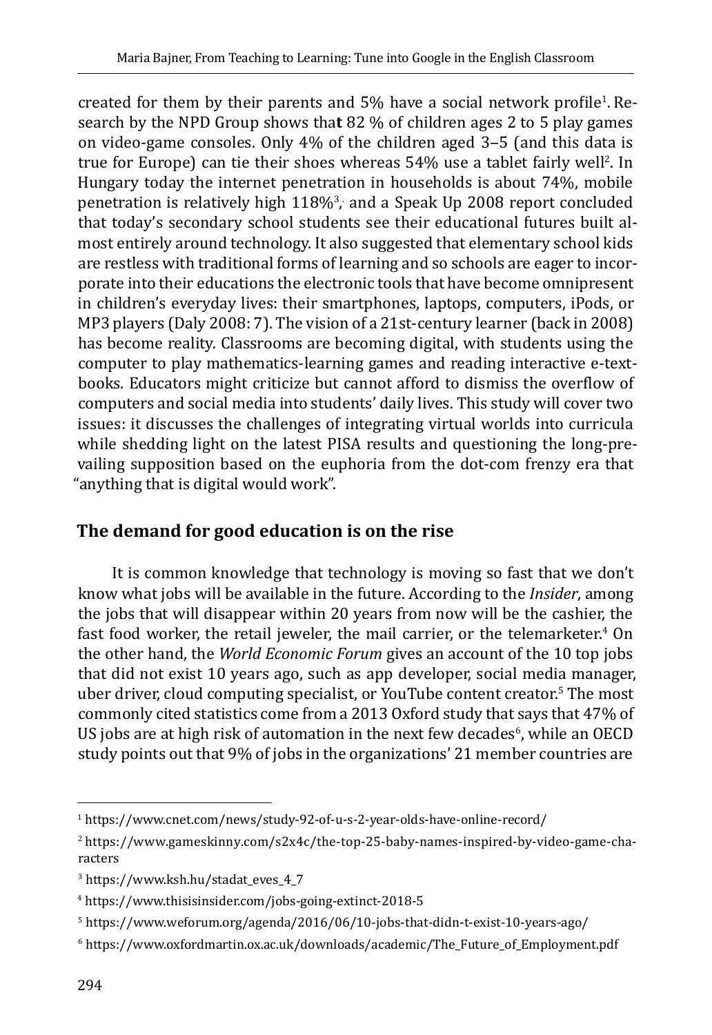created for them by their parents and 5% have a social network profile[1]. Research by the NPD Group shows that 82 % of children ages 2 to 5 play games on video-game consoles. Only 4% of the children aged 3–5 (and this data is true for Europe) can tie their shoes whereas 54% use a tablet fairly well[2]. In Hungary today the internet penetration in households is about 74%, mobile penetration is relatively high 118%[3], and a Speak Up 2008 report concluded that today's secondary school students see their educational futures built almost entirely around technology. It also suggested that elementary school kids are restless with traditional forms of learning and so schools are eager to incorporate into their educations the electronic tools that have become omnipresent in children's everyday lives: their smartphones, laptops, computers, iPods, or MP3 players (Daly 2008: 7). The vision of a 21st-century learner (back in 2008) has become reality. Classrooms are becoming digital, with students using the computer to play mathematics-learning games and reading interactive e-textbooks. Educators might criticize but cannot afford to dismiss the overflow of computers and social media into students' daily lives. This study will cover two issues: it discusses the challenges of integrating virtual worlds into curricula while shedding light on the latest PISA results and questioning the long-prevailing supposition based on the euphoria from the dot-com frenzy era that "anything that is digital would work".

## The demand for good education is on the rise

It is common knowledge that technology is moving so fast that we don't know what jobs will be available in the future. According to the *Insider*, among the jobs that will disappear within 20 years from now will be the cashier, the fast food worker, the retail jeweler, the mail carrier, or the telemarketer.[4] On the other hand, the *World Economic Forum* gives an account of the 10 top jobs that did not exist 10 years ago, such as app developer, social media manager, uber driver, cloud computing specialist, or YouTube content creator.[5] The most commonly cited statistics come from a 2013 Oxford study that says that 47% of US jobs are at high risk of automation in the next few decades[6], while an OECD study points out that 9% of jobs in the organizations' 21 member countries are

---

[1] https://www.cnet.com/news/study-92-of-u-s-2-year-olds-have-online-record/

[2] https://www.gameskinny.com/s2x4c/the-top-25-baby-names-inspired-by-video-game-characters

[3] https://www.ksh.hu/stadat_eves_4_7

[4] https://www.thisisinsider.com/jobs-going-extinct-2018-5

[5] https://www.weforum.org/agenda/2016/06/10-jobs-that-didn-t-exist-10-years-ago/

[6] https://www.oxfordmartin.ox.ac.uk/downloads/academic/The_Future_of_Employment.pdf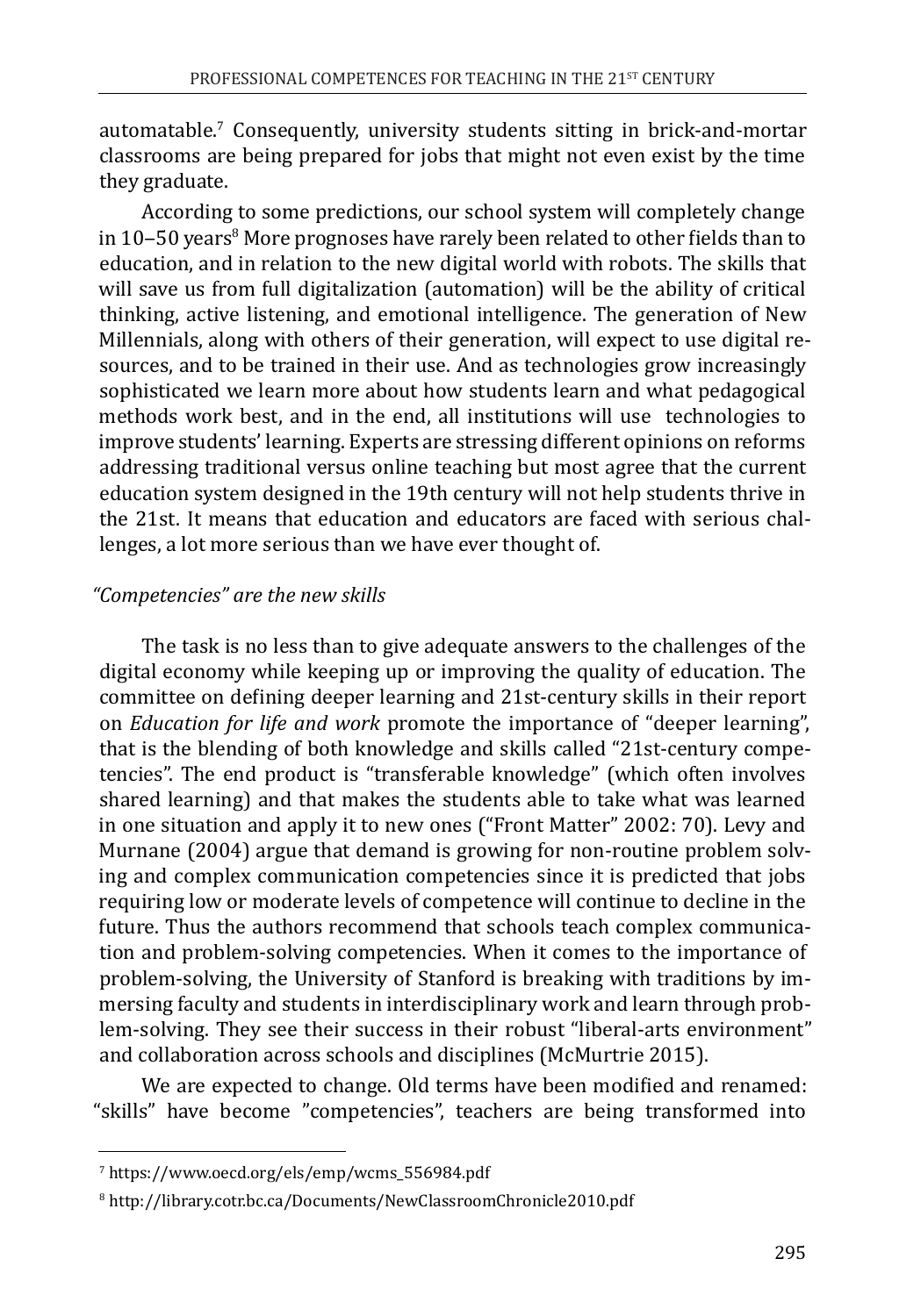automatable.[7] Consequently, university students sitting in brick-and-mortar classrooms are being prepared for jobs that might not even exist by the time they graduate.

According to some predictions, our school system will completely change in 10–50 years[8] More prognoses have rarely been related to other fields than to education, and in relation to the new digital world with robots. The skills that will save us from full digitalization (automation) will be the ability of critical thinking, active listening, and emotional intelligence. The generation of New Millennials, along with others of their generation, will expect to use digital resources, and to be trained in their use. And as technologies grow increasingly sophisticated we learn more about how students learn and what pedagogical methods work best, and in the end, all institutions will use technologies to improve students' learning. Experts are stressing different opinions on reforms addressing traditional versus online teaching but most agree that the current education system designed in the 19th century will not help students thrive in the 21st. It means that education and educators are faced with serious challenges, a lot more serious than we have ever thought of.

*"Competencies" are the new skills*

The task is no less than to give adequate answers to the challenges of the digital economy while keeping up or improving the quality of education. The committee on defining deeper learning and 21st-century skills in their report on *Education for life and work* promote the importance of "deeper learning", that is the blending of both knowledge and skills called "21st-century competencies". The end product is "transferable knowledge" (which often involves shared learning) and that makes the students able to take what was learned in one situation and apply it to new ones ("Front Matter" 2002: 70). Levy and Murnane (2004) argue that demand is growing for non-routine problem solving and complex communication competencies since it is predicted that jobs requiring low or moderate levels of competence will continue to decline in the future. Thus the authors recommend that schools teach complex communication and problem-solving competencies. When it comes to the importance of problem-solving, the University of Stanford is breaking with traditions by immersing faculty and students in interdisciplinary work and learn through problem-solving. They see their success in their robust "liberal-arts environment" and collaboration across schools and disciplines (McMurtrie 2015).

We are expected to change. Old terms have been modified and renamed: "skills" have become "competencies", teachers are being transformed into

[7] https://www.oecd.org/els/emp/wcms_556984.pdf

[8] http://library.cotr.bc.ca/Documents/NewClassroomChronicle2010.pdf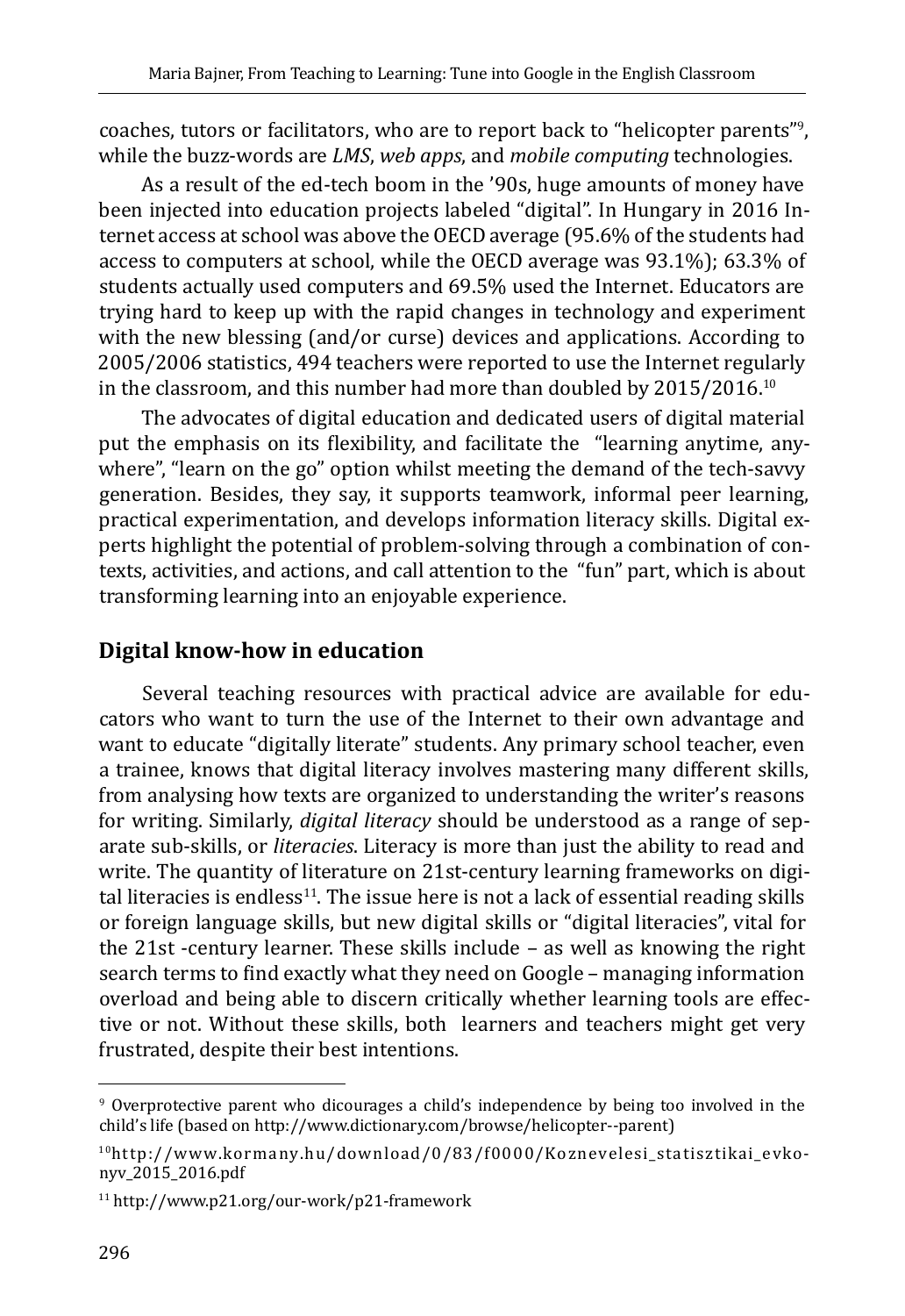coaches, tutors or facilitators, who are to report back to "helicopter parents"[9], while the buzz-words are *LMS*, *web apps*, and *mobile computing* technologies.

As a result of the ed-tech boom in the '90s, huge amounts of money have been injected into education projects labeled "digital". In Hungary in 2016 Internet access at school was above the OECD average (95.6% of the students had access to computers at school, while the OECD average was 93.1%); 63.3% of students actually used computers and 69.5% used the Internet. Educators are trying hard to keep up with the rapid changes in technology and experiment with the new blessing (and/or curse) devices and applications. According to 2005/2006 statistics, 494 teachers were reported to use the Internet regularly in the classroom, and this number had more than doubled by 2015/2016.[10]

The advocates of digital education and dedicated users of digital material put the emphasis on its flexibility, and facilitate the "learning anytime, anywhere", "learn on the go" option whilst meeting the demand of the tech-savvy generation. Besides, they say, it supports teamwork, informal peer learning, practical experimentation, and develops information literacy skills. Digital experts highlight the potential of problem-solving through a combination of contexts, activities, and actions, and call attention to the "fun" part, which is about transforming learning into an enjoyable experience.

## Digital know-how in education

Several teaching resources with practical advice are available for educators who want to turn the use of the Internet to their own advantage and want to educate "digitally literate" students. Any primary school teacher, even a trainee, knows that digital literacy involves mastering many different skills, from analysing how texts are organized to understanding the writer's reasons for writing. Similarly, *digital literacy* should be understood as a range of separate sub-skills, or *literacies*. Literacy is more than just the ability to read and write. The quantity of literature on 21st-century learning frameworks on digital literacies is endless[11]. The issue here is not a lack of essential reading skills or foreign language skills, but new digital skills or "digital literacies", vital for the 21st -century learner. These skills include – as well as knowing the right search terms to find exactly what they need on Google – managing information overload and being able to discern critically whether learning tools are effective or not. Without these skills, both learners and teachers might get very frustrated, despite their best intentions.

---

[9] Overprotective parent who dicourages a child's independence by being too involved in the child's life (based on http://www.dictionary.com/browse/helicopter--parent)

[10] http://www.kormany.hu/download/0/83/f0000/Koznevelesi_statisztikai_evkonyv_2015_2016.pdf

[11] http://www.p21.org/our-work/p21-framework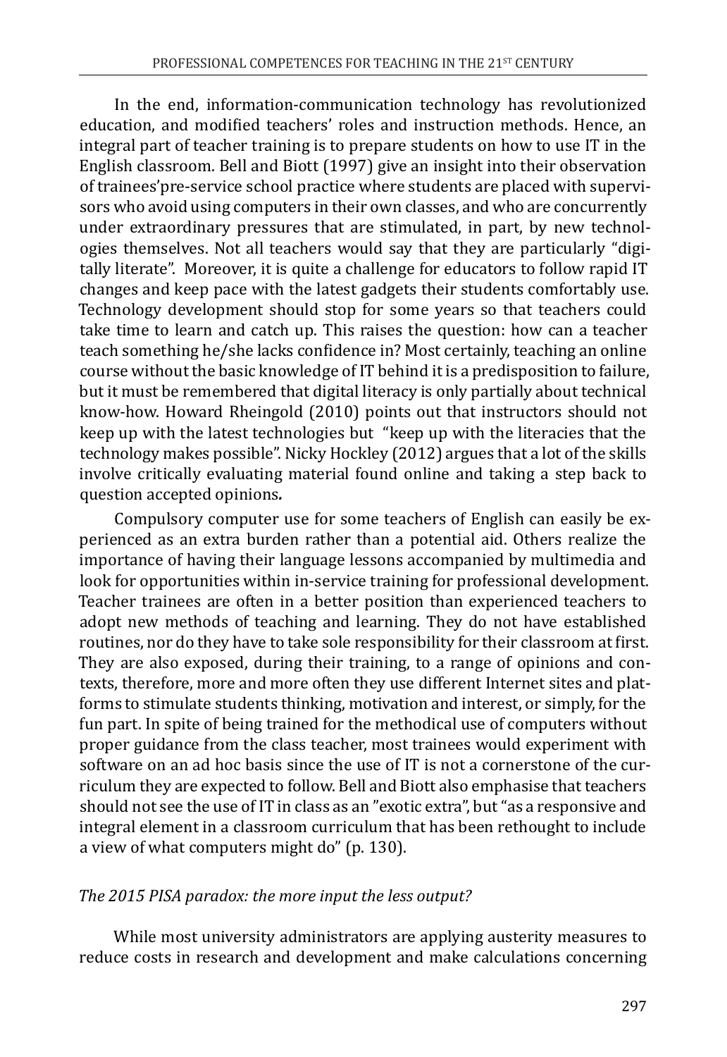In the end, information-communication technology has revolutionized education, and modified teachers' roles and instruction methods. Hence, an integral part of teacher training is to prepare students on how to use IT in the English classroom. Bell and Biott (1997) give an insight into their observation of trainees'pre-service school practice where students are placed with supervisors who avoid using computers in their own classes, and who are concurrently under extraordinary pressures that are stimulated, in part, by new technologies themselves. Not all teachers would say that they are particularly "digitally literate". Moreover, it is quite a challenge for educators to follow rapid IT changes and keep pace with the latest gadgets their students comfortably use. Technology development should stop for some years so that teachers could take time to learn and catch up. This raises the question: how can a teacher teach something he/she lacks confidence in? Most certainly, teaching an online course without the basic knowledge of IT behind it is a predisposition to failure, but it must be remembered that digital literacy is only partially about technical know-how. Howard Rheingold (2010) points out that instructors should not keep up with the latest technologies but "keep up with the literacies that the technology makes possible". Nicky Hockley (2012) argues that a lot of the skills involve critically evaluating material found online and taking a step back to question accepted opinions**.**

Compulsory computer use for some teachers of English can easily be experienced as an extra burden rather than a potential aid. Others realize the importance of having their language lessons accompanied by multimedia and look for opportunities within in-service training for professional development. Teacher trainees are often in a better position than experienced teachers to adopt new methods of teaching and learning. They do not have established routines, nor do they have to take sole responsibility for their classroom at first. They are also exposed, during their training, to a range of opinions and contexts, therefore, more and more often they use different Internet sites and platforms to stimulate students thinking, motivation and interest, or simply, for the fun part. In spite of being trained for the methodical use of computers without proper guidance from the class teacher, most trainees would experiment with software on an ad hoc basis since the use of IT is not a cornerstone of the curriculum they are expected to follow. Bell and Biott also emphasise that teachers should not see the use of IT in class as an "exotic extra", but "as a responsive and integral element in a classroom curriculum that has been rethought to include a view of what computers might do" (p. 130).

*The 2015 PISA paradox: the more input the less output?*

While most university administrators are applying austerity measures to reduce costs in research and development and make calculations concerning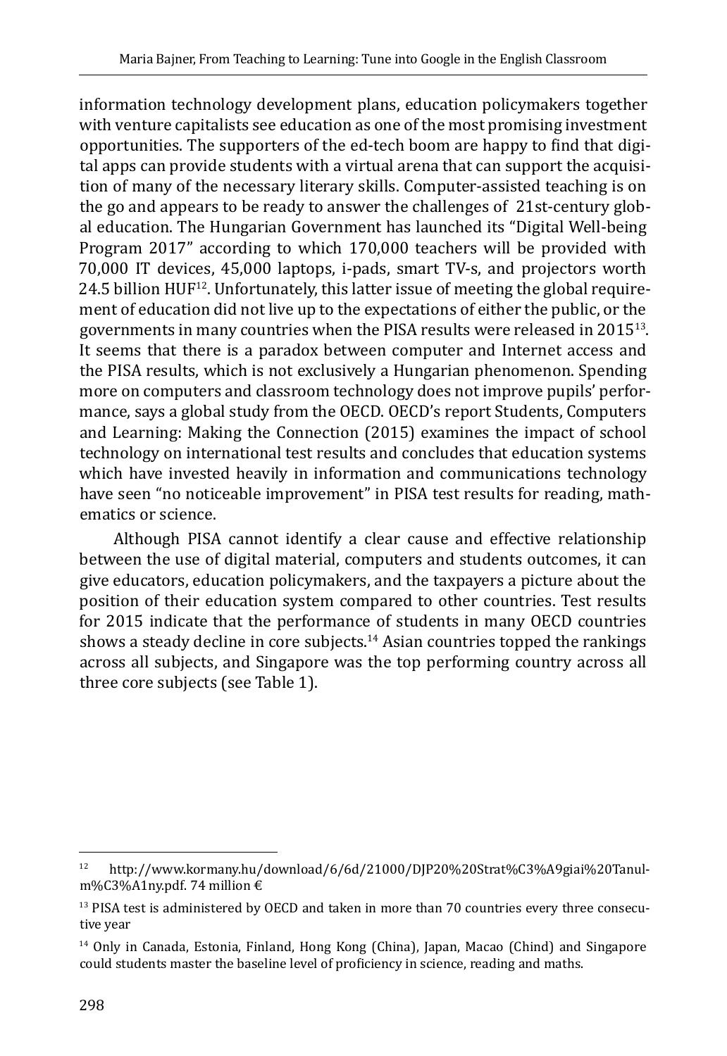information technology development plans, education policymakers together with venture capitalists see education as one of the most promising investment opportunities. The supporters of the ed-tech boom are happy to find that digital apps can provide students with a virtual arena that can support the acquisition of many of the necessary literary skills. Computer-assisted teaching is on the go and appears to be ready to answer the challenges of 21st-century global education. The Hungarian Government has launched its "Digital Well-being Program 2017" according to which 170,000 teachers will be provided with 70,000 IT devices, 45,000 laptops, i-pads, smart TV-s, and projectors worth 24.5 billion HUF[12]. Unfortunately, this latter issue of meeting the global requirement of education did not live up to the expectations of either the public, or the governments in many countries when the PISA results were released in 2015[13]. It seems that there is a paradox between computer and Internet access and the PISA results, which is not exclusively a Hungarian phenomenon. Spending more on computers and classroom technology does not improve pupils' performance, says a global study from the OECD. OECD's report Students, Computers and Learning: Making the Connection (2015) examines the impact of school technology on international test results and concludes that education systems which have invested heavily in information and communications technology have seen "no noticeable improvement" in PISA test results for reading, mathematics or science.

Although PISA cannot identify a clear cause and effective relationship between the use of digital material, computers and students outcomes, it can give educators, education policymakers, and the taxpayers a picture about the position of their education system compared to other countries. Test results for 2015 indicate that the performance of students in many OECD countries shows a steady decline in core subjects.[14] Asian countries topped the rankings across all subjects, and Singapore was the top performing country across all three core subjects (see Table 1).

---

[12] http://www.kormany.hu/download/6/6d/21000/DJP20%20Strat%C3%A9giai%20Tanulm%C3%A1ny.pdf. 74 million €

[13] PISA test is administered by OECD and taken in more than 70 countries every three consecutive year

[14] Only in Canada, Estonia, Finland, Hong Kong (China), Japan, Macao (Chind) and Singapore could students master the baseline level of proficiency in science, reading and maths.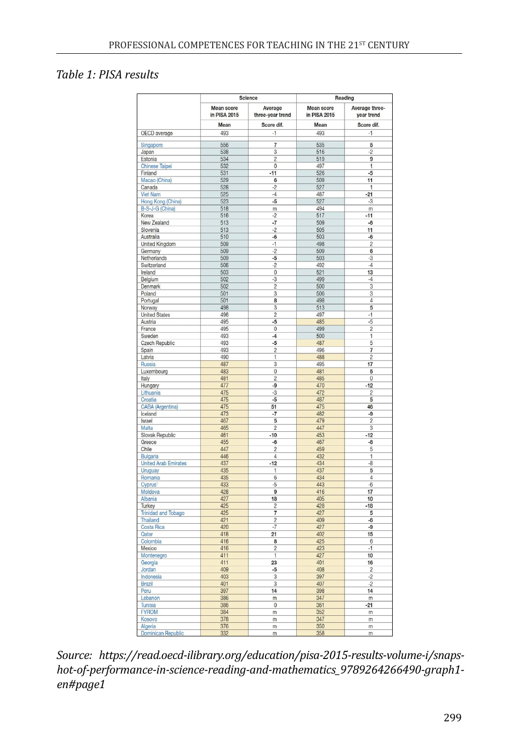*Table 1: PISA results*

| | Science | | Reading | |
|---|---|---|---|---|
| | Mean score in PISA 2015 | Average three-year trend | Mean score in PISA 2015 | Average three-year trend |
| | Mean | Score dif. | Mean | Score dif. |
| OECD average | 493 | -1 | 493 | -1 |
| Singapore | 556 | 7 | 535 | 5 |
| Japan | 538 | 3 | 516 | -2 |
| Estonia | 534 | 2 | 519 | 9 |
| Chinese Taipei | 532 | 0 | 497 | 1 |
| Finland | 531 | -11 | 526 | -5 |
| Macao (China) | 529 | 6 | 509 | 11 |
| Canada | 528 | -2 | 527 | 1 |
| Viet Nam | 525 | -4 | 487 | -21 |
| Hong Kong (China) | 523 | -5 | 527 | -3 |
| B-S-J-G (China) | 518 | m | 494 | m |
| Korea | 516 | -2 | 517 | -11 |
| New Zealand | 513 | -7 | 509 | -6 |
| Slovenia | 513 | -2 | 505 | 11 |
| Australia | 510 | -6 | 503 | -6 |
| United Kingdom | 509 | -1 | 498 | 2 |
| Germany | 509 | -2 | 509 | 6 |
| Netherlands | 509 | -5 | 503 | -3 |
| Switzerland | 506 | -2 | 492 | -4 |
| Ireland | 503 | 0 | 521 | 13 |
| Belgium | 502 | -3 | 499 | -4 |
| Denmark | 502 | 2 | 500 | 3 |
| Poland | 501 | 3 | 506 | 3 |
| Portugal | 501 | 8 | 498 | 4 |
| Norway | 498 | 3 | 513 | 5 |
| United States | 496 | 2 | 497 | -1 |
| Austria | 495 | -5 | 485 | -5 |
| France | 495 | 0 | 499 | 2 |
| Sweden | 493 | -4 | 500 | 1 |
| Czech Republic | 493 | -5 | 487 | 5 |
| Spain | 493 | 2 | 496 | 7 |
| Latvia | 490 | 1 | 488 | 2 |
| Russia | 487 | 3 | 495 | 17 |
| Luxembourg | 483 | 0 | 481 | 5 |
| Italy | 481 | 2 | 485 | 0 |
| Hungary | 477 | -9 | 470 | -12 |
| Lithuania | 475 | -3 | 472 | 2 |
| Croatia | 475 | -5 | 487 | 5 |
| CABA (Argentina) | 475 | 51 | 475 | 46 |
| Iceland | 473 | -7 | 482 | -9 |
| Israel | 467 | 5 | 479 | 2 |
| Malta | 465 | 2 | 447 | 3 |
| Slovak Republic | 461 | -10 | 453 | -12 |
| Greece | 455 | -6 | 467 | -8 |
| Chile | 447 | 2 | 459 | 5 |
| Bulgaria | 446 | 4 | 432 | 1 |
| United Arab Emirates | 437 | -12 | 434 | -8 |
| Uruguay | 435 | 1 | 437 | 5 |
| Romania | 435 | 6 | 434 | 4 |
| Cyprus[1] | 433 | -5 | 443 | -6 |
| Moldova | 428 | 9 | 416 | 17 |
| Albania | 427 | 18 | 405 | 10 |
| Turkey | 425 | 2 | 428 | -18 |
| Trinidad and Tobago | 425 | 7 | 427 | 5 |
| Thailand | 421 | 2 | 409 | -6 |
| Costa Rica | 420 | -7 | 427 | -9 |
| Qatar | 418 | 21 | 402 | 15 |
| Colombia | 416 | 8 | 425 | 6 |
| Mexico | 416 | 2 | 423 | -1 |
| Montenegro | 411 | 1 | 427 | 10 |
| Georgia | 411 | 23 | 401 | 16 |
| Jordan | 409 | -5 | 408 | 2 |
| Indonesia | 403 | 3 | 397 | -2 |
| Brazil | 401 | 3 | 407 | -2 |
| Peru | 397 | 14 | 398 | 14 |
| Lebanon | 386 | m | 347 | m |
| Tunisia | 386 | 0 | 361 | -21 |
| FYROM | 384 | m | 352 | m |
| Kosovo | 378 | m | 347 | m |
| Algeria | 376 | m | 350 | m |
| Dominican Republic | 332 | m | 358 | m |

*Source: https://read.oecd-ilibrary.org/education/pisa-2015-results-volume-i/snapshot-of-performance-in-science-reading-and-mathematics_9789264266490-graph1-en#page1*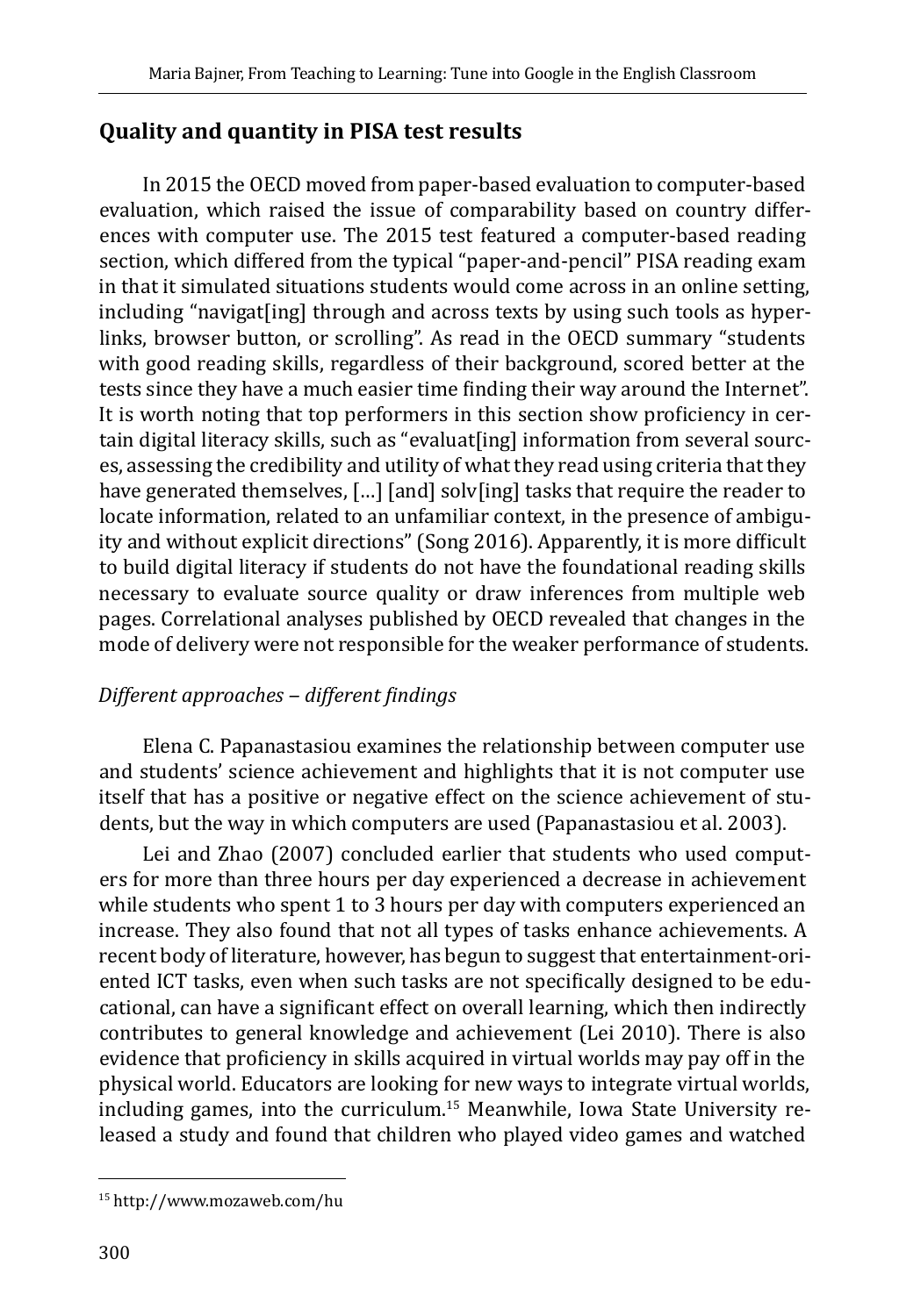## Quality and quantity in PISA test results

In 2015 the OECD moved from paper-based evaluation to computer-based evaluation, which raised the issue of comparability based on country differences with computer use. The 2015 test featured a computer-based reading section, which differed from the typical "paper-and-pencil" PISA reading exam in that it simulated situations students would come across in an online setting, including "navigat[ing] through and across texts by using such tools as hyperlinks, browser button, or scrolling". As read in the OECD summary "students with good reading skills, regardless of their background, scored better at the tests since they have a much easier time finding their way around the Internet". It is worth noting that top performers in this section show proficiency in certain digital literacy skills, such as "evaluat[ing] information from several sources, assessing the credibility and utility of what they read using criteria that they have generated themselves, […] [and] solv[ing] tasks that require the reader to locate information, related to an unfamiliar context, in the presence of ambiguity and without explicit directions" (Song 2016). Apparently, it is more difficult to build digital literacy if students do not have the foundational reading skills necessary to evaluate source quality or draw inferences from multiple web pages. Correlational analyses published by OECD revealed that changes in the mode of delivery were not responsible for the weaker performance of students.

### *Different approaches – different findings*

Elena C. Papanastasiou examines the relationship between computer use and students' science achievement and highlights that it is not computer use itself that has a positive or negative effect on the science achievement of students, but the way in which computers are used (Papanastasiou et al. 2003).

Lei and Zhao (2007) concluded earlier that students who used computers for more than three hours per day experienced a decrease in achievement while students who spent 1 to 3 hours per day with computers experienced an increase. They also found that not all types of tasks enhance achievements. A recent body of literature, however, has begun to suggest that entertainment-oriented ICT tasks, even when such tasks are not specifically designed to be educational, can have a significant effect on overall learning, which then indirectly contributes to general knowledge and achievement (Lei 2010). There is also evidence that proficiency in skills acquired in virtual worlds may pay off in the physical world. Educators are looking for new ways to integrate virtual worlds, including games, into the curriculum.[15] Meanwhile, Iowa State University released a study and found that children who played video games and watched

[15] http://www.mozaweb.com/hu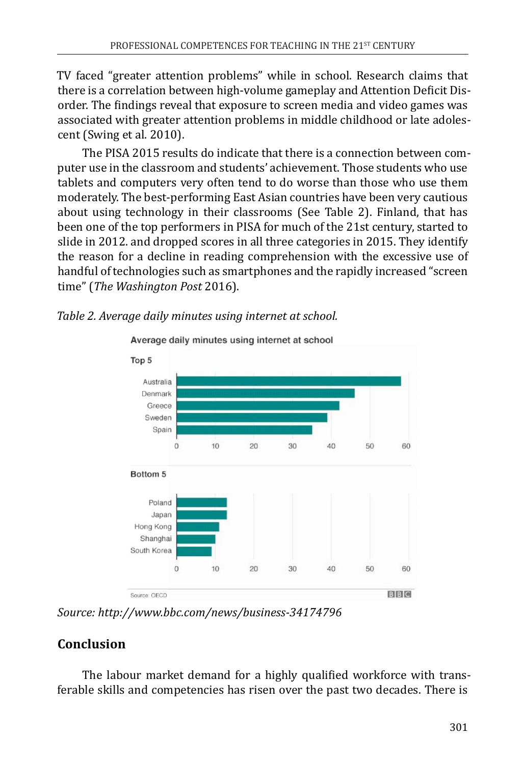TV faced "greater attention problems" while in school. Research claims that there is a correlation between high-volume gameplay and Attention Deficit Disorder. The findings reveal that exposure to screen media and video games was associated with greater attention problems in middle childhood or late adolescent (Swing et al. 2010).

The PISA 2015 results do indicate that there is a connection between computer use in the classroom and students' achievement. Those students who use tablets and computers very often tend to do worse than those who use them moderately. The best-performing East Asian countries have been very cautious about using technology in their classrooms (See Table 2). Finland, that has been one of the top performers in PISA for much of the 21st century, started to slide in 2012. and dropped scores in all three categories in 2015. They identify the reason for a decline in reading comprehension with the excessive use of handful of technologies such as smartphones and the rapidly increased "screen time" (*The Washington Post* 2016).

*Table 2. Average daily minutes using internet at school.*

Average daily minutes using internet at school

Top 5

- Australia
- Denmark
- Greece
- Sweden
- Spain

Bottom 5

- Poland
- Japan
- Hong Kong
- Shanghai
- South Korea

Source: OECD

*Source: http://www.bbc.com/news/business-34174796*

## Conclusion

The labour market demand for a highly qualified workforce with transferable skills and competencies has risen over the past two decades. There is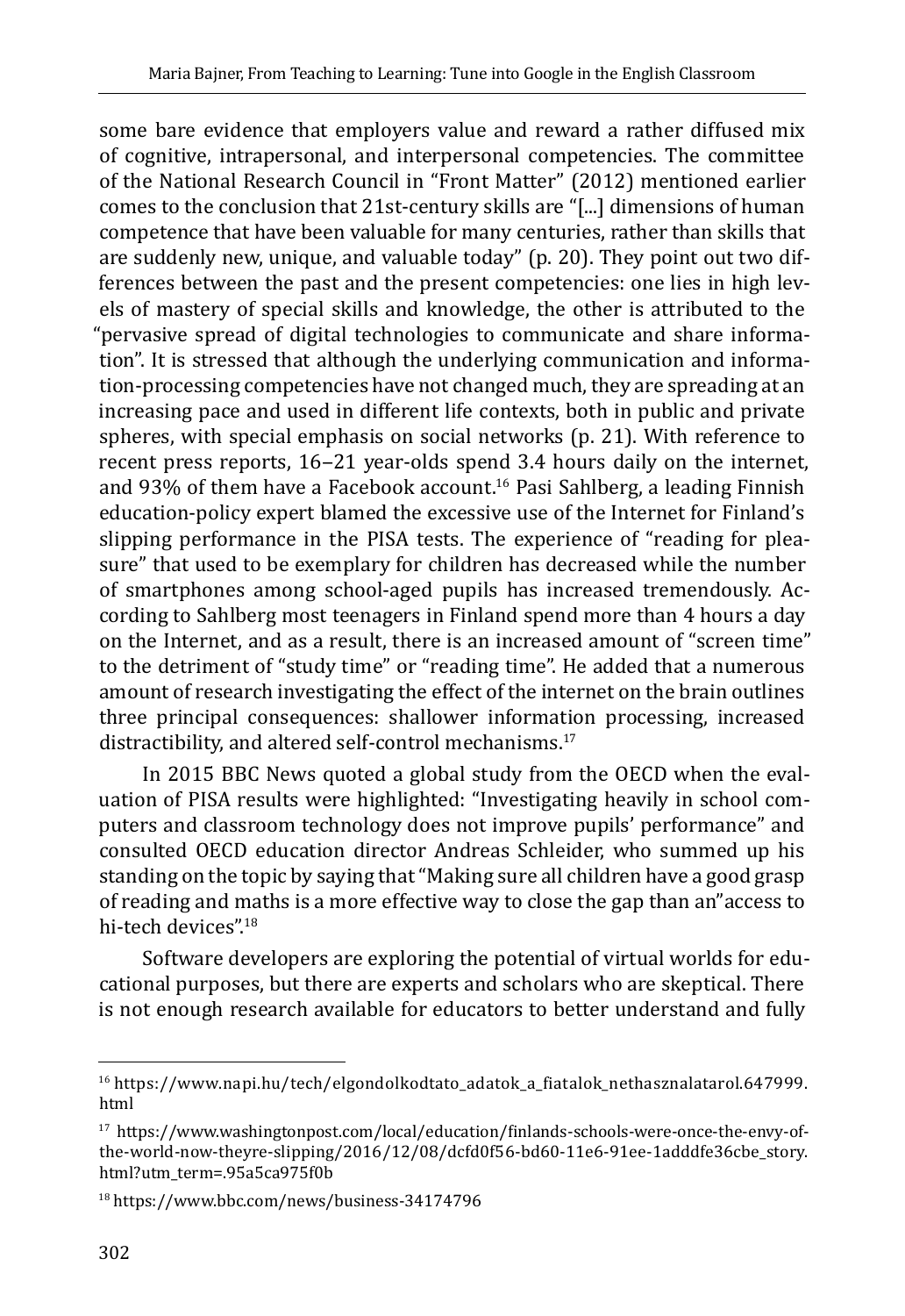some bare evidence that employers value and reward a rather diffused mix of cognitive, intrapersonal, and interpersonal competencies. The committee of the National Research Council in "Front Matter" (2012) mentioned earlier comes to the conclusion that 21st-century skills are "[...] dimensions of human competence that have been valuable for many centuries, rather than skills that are suddenly new, unique, and valuable today" (p. 20). They point out two differences between the past and the present competencies: one lies in high levels of mastery of special skills and knowledge, the other is attributed to the "pervasive spread of digital technologies to communicate and share information". It is stressed that although the underlying communication and information-processing competencies have not changed much, they are spreading at an increasing pace and used in different life contexts, both in public and private spheres, with special emphasis on social networks (p. 21). With reference to recent press reports, 16–21 year-olds spend 3.4 hours daily on the internet, and 93% of them have a Facebook account.[16] Pasi Sahlberg, a leading Finnish education-policy expert blamed the excessive use of the Internet for Finland's slipping performance in the PISA tests. The experience of "reading for pleasure" that used to be exemplary for children has decreased while the number of smartphones among school-aged pupils has increased tremendously. According to Sahlberg most teenagers in Finland spend more than 4 hours a day on the Internet, and as a result, there is an increased amount of "screen time" to the detriment of "study time" or "reading time". He added that a numerous amount of research investigating the effect of the internet on the brain outlines three principal consequences: shallower information processing, increased distractibility, and altered self-control mechanisms.[17]

In 2015 BBC News quoted a global study from the OECD when the evaluation of PISA results were highlighted: "Investigating heavily in school computers and classroom technology does not improve pupils' performance" and consulted OECD education director Andreas Schleider, who summed up his standing on the topic by saying that "Making sure all children have a good grasp of reading and maths is a more effective way to close the gap than an"access to hi-tech devices".[18]

Software developers are exploring the potential of virtual worlds for educational purposes, but there are experts and scholars who are skeptical. There is not enough research available for educators to better understand and fully

---

[16] https://www.napi.hu/tech/elgondolkodtato_adatok_a_fiatalok_nethasznalatarol.647999.html

[17] https://www.washingtonpost.com/local/education/finlands-schools-were-once-the-envy-of-the-world-now-theyre-slipping/2016/12/08/dcfd0f56-bd60-11e6-91ee-1adddfe36cbe_story.html?utm_term=.95a5ca975f0b

[18] https://www.bbc.com/news/business-34174796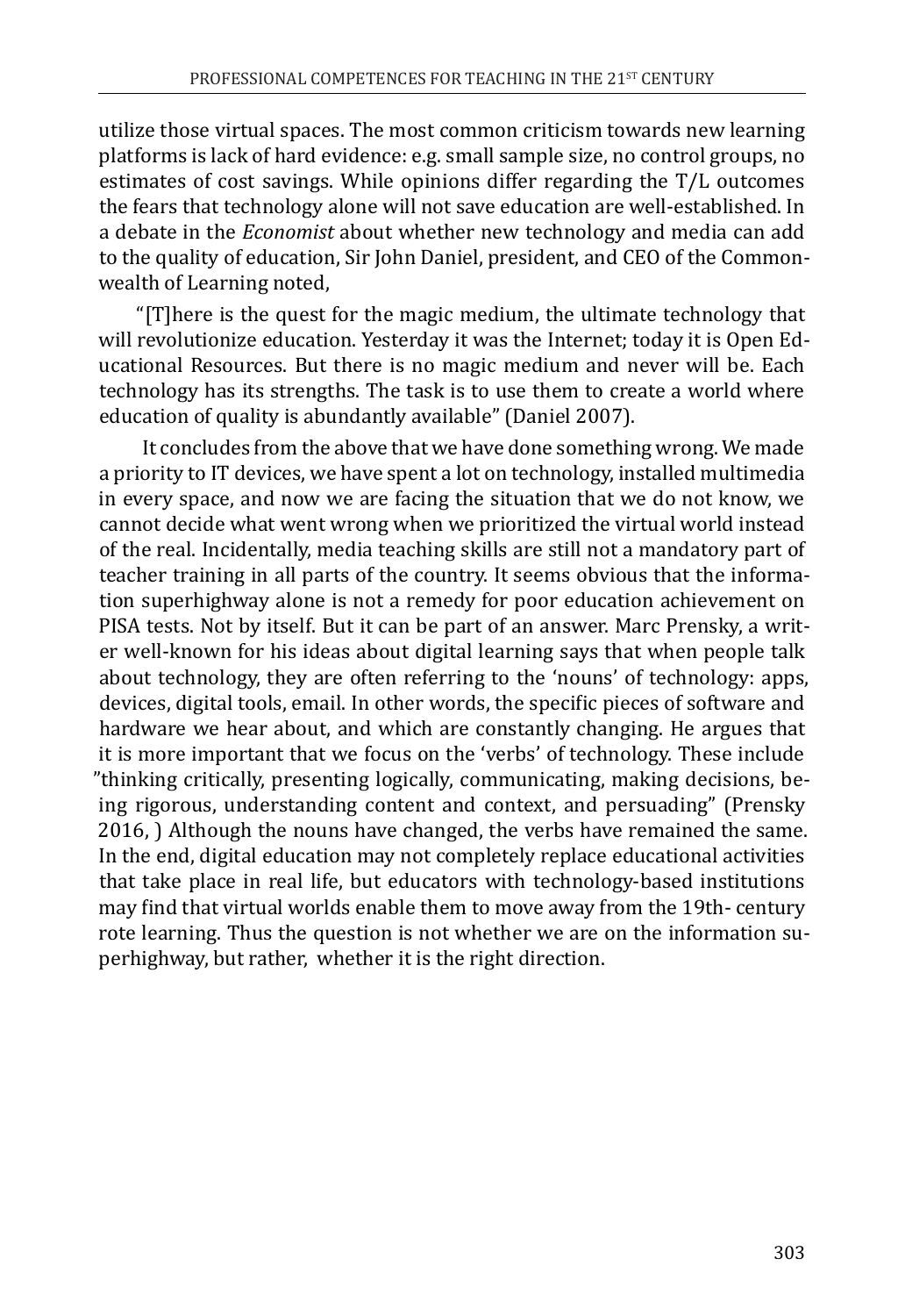utilize those virtual spaces. The most common criticism towards new learning platforms is lack of hard evidence: e.g. small sample size, no control groups, no estimates of cost savings. While opinions differ regarding the T/L outcomes the fears that technology alone will not save education are well-established. In a debate in the *Economist* about whether new technology and media can add to the quality of education, Sir John Daniel, president, and CEO of the Commonwealth of Learning noted,

"[T]here is the quest for the magic medium, the ultimate technology that will revolutionize education. Yesterday it was the Internet; today it is Open Educational Resources. But there is no magic medium and never will be. Each technology has its strengths. The task is to use them to create a world where education of quality is abundantly available" (Daniel 2007).

It concludes from the above that we have done something wrong. We made a priority to IT devices, we have spent a lot on technology, installed multimedia in every space, and now we are facing the situation that we do not know, we cannot decide what went wrong when we prioritized the virtual world instead of the real. Incidentally, media teaching skills are still not a mandatory part of teacher training in all parts of the country. It seems obvious that the information superhighway alone is not a remedy for poor education achievement on PISA tests. Not by itself. But it can be part of an answer. Marc Prensky, a writer well-known for his ideas about digital learning says that when people talk about technology, they are often referring to the 'nouns' of technology: apps, devices, digital tools, email. In other words, the specific pieces of software and hardware we hear about, and which are constantly changing. He argues that it is more important that we focus on the 'verbs' of technology. These include "thinking critically, presenting logically, communicating, making decisions, being rigorous, understanding content and context, and persuading" (Prensky 2016, ) Although the nouns have changed, the verbs have remained the same. In the end, digital education may not completely replace educational activities that take place in real life, but educators with technology-based institutions may find that virtual worlds enable them to move away from the 19th- century rote learning. Thus the question is not whether we are on the information superhighway, but rather, whether it is the right direction.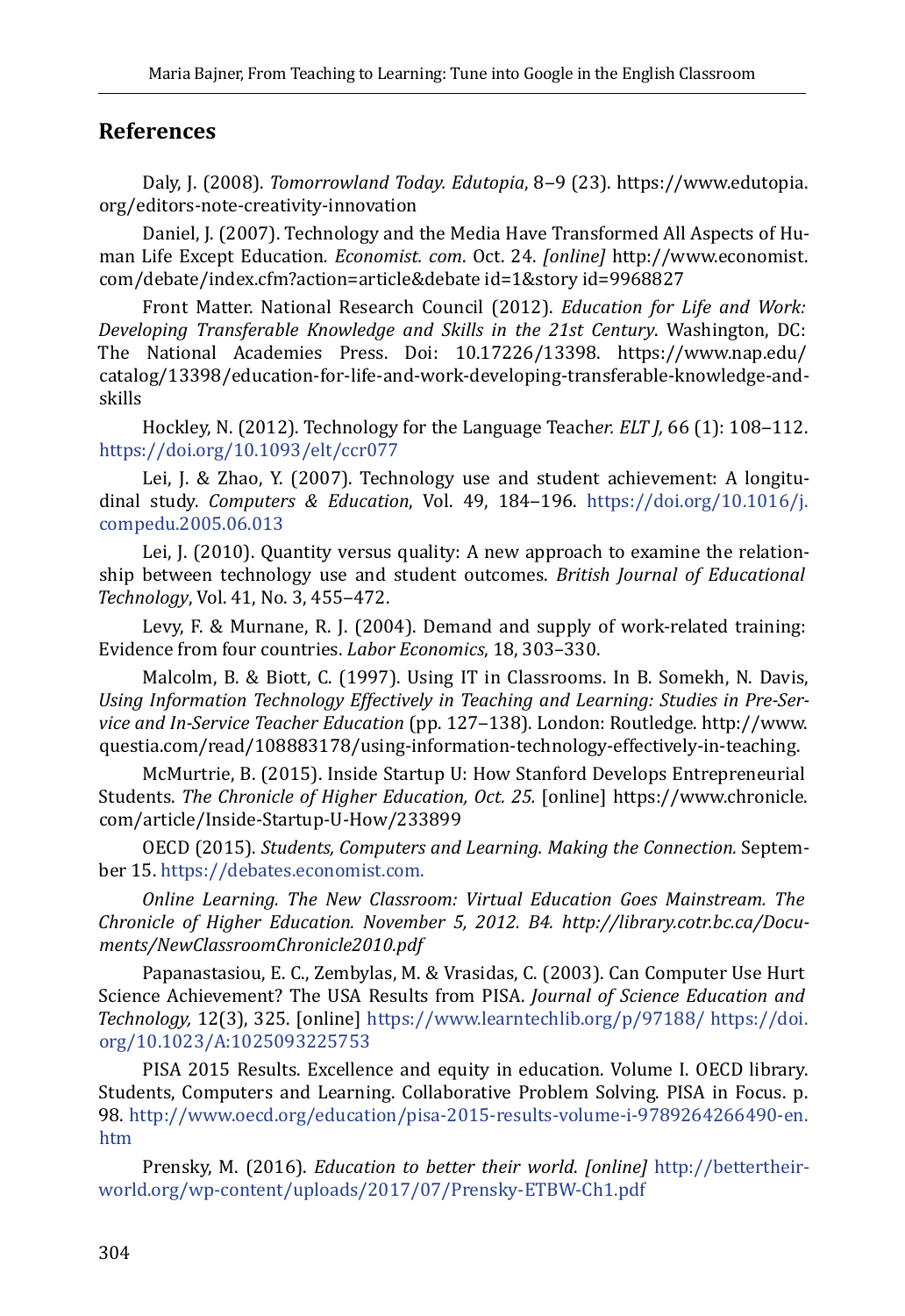## References

Daly, J. (2008). *Tomorrowland Today. Edutopia*, 8–9 (23). https://www.edutopia.org/editors-note-creativity-innovation

Daniel, J. (2007). Technology and the Media Have Transformed All Aspects of Human Life Except Education. *Economist. com*. Oct. 24. *[online]* http://www.economist.com/debate/index.cfm?action=article&debate id=1&story id=9968827

Front Matter. National Research Council (2012). *Education for Life and Work: Developing Transferable Knowledge and Skills in the 21st Century*. Washington, DC: The National Academies Press. Doi: 10.17226/13398. https://www.nap.edu/catalog/13398/education-for-life-and-work-developing-transferable-knowledge-and-skills

Hockley, N. (2012). Technology for the Language Teach*er. ELT J,* 66 (1): 108–112. https://doi.org/10.1093/elt/ccr077

Lei, J. & Zhao, Y. (2007). Technology use and student achievement: A longitudinal study. *Computers & Education*, Vol. 49, 184–196. https://doi.org/10.1016/j.compedu.2005.06.013

Lei, J. (2010). Quantity versus quality: A new approach to examine the relationship between technology use and student outcomes. *British Journal of Educational Technology*, Vol. 41, No. 3, 455–472.

Levy, F. & Murnane, R. J. (2004). Demand and supply of work-related training: Evidence from four countries. *Labor Economics*, 18, 303–330.

Malcolm, B. & Biott, C. (1997). Using IT in Classrooms. In B. Somekh, N. Davis, *Using Information Technology Effectively in Teaching and Learning: Studies in Pre-Service and In-Service Teacher Education* (pp. 127–138). London: Routledge. http://www.questia.com/read/108883178/using-information-technology-effectively-in-teaching.

McMurtrie, B. (2015). Inside Startup U: How Stanford Develops Entrepreneurial Students. *The Chronicle of Higher Education, Oct. 25.* [online] https://www.chronicle.com/article/Inside-Startup-U-How/233899

OECD (2015). *Students, Computers and Learning. Making the Connection.* September 15. https://debates.economist.com.

*Online Learning. The New Classroom: Virtual Education Goes Mainstream. The Chronicle of Higher Education. November 5, 2012. B4. http://library.cotr.bc.ca/Documents/NewClassroomChronicle2010.pdf*

Papanastasiou, E. C., Zembylas, M. & Vrasidas, C. (2003). Can Computer Use Hurt Science Achievement? The USA Results from PISA. *Journal of Science Education and Technology,* 12(3), 325. [online] https://www.learntechlib.org/p/97188/ https://doi.org/10.1023/A:1025093225753

PISA 2015 Results. Excellence and equity in education. Volume I. OECD library. Students, Computers and Learning. Collaborative Problem Solving. PISA in Focus. p. 98. http://www.oecd.org/education/pisa-2015-results-volume-i-9789264266490-en.htm

Prensky, M. (2016). *Education to better their world*. *[online]* http://bettertheirworld.org/wp-content/uploads/2017/07/Prensky-ETBW-Ch1.pdf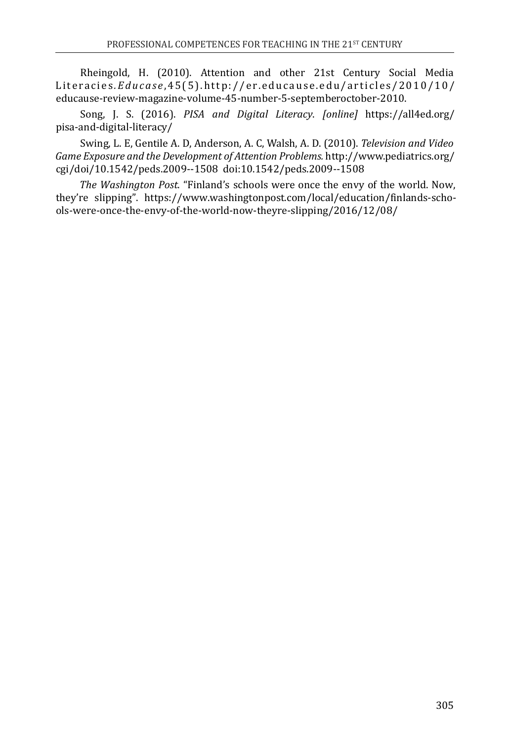Rheingold, H. (2010). Attention and other 21st Century Social Media Literacies. *Educase*, 45(5). http://er.educause.edu/articles/2010/10/educause-review-magazine-volume-45-number-5-septemberoctober-2010.

Song, J. S. (2016). *PISA and Digital Literacy*. *[online]* https://all4ed.org/pisa-and-digital-literacy/

Swing, L. E, Gentile A. D, Anderson, A. C, Walsh, A. D. (2010). *Television and Video Game Exposure and the Development of Attention Problems.* http://www.pediatrics.org/cgi/doi/10.1542/peds.2009--1508 doi:10.1542/peds.2009--1508

*The Washington Post*. "Finland's schools were once the envy of the world. Now, they're slipping". https://www.washingtonpost.com/local/education/finlands-schools-were-once-the-envy-of-the-world-now-theyre-slipping/2016/12/08/